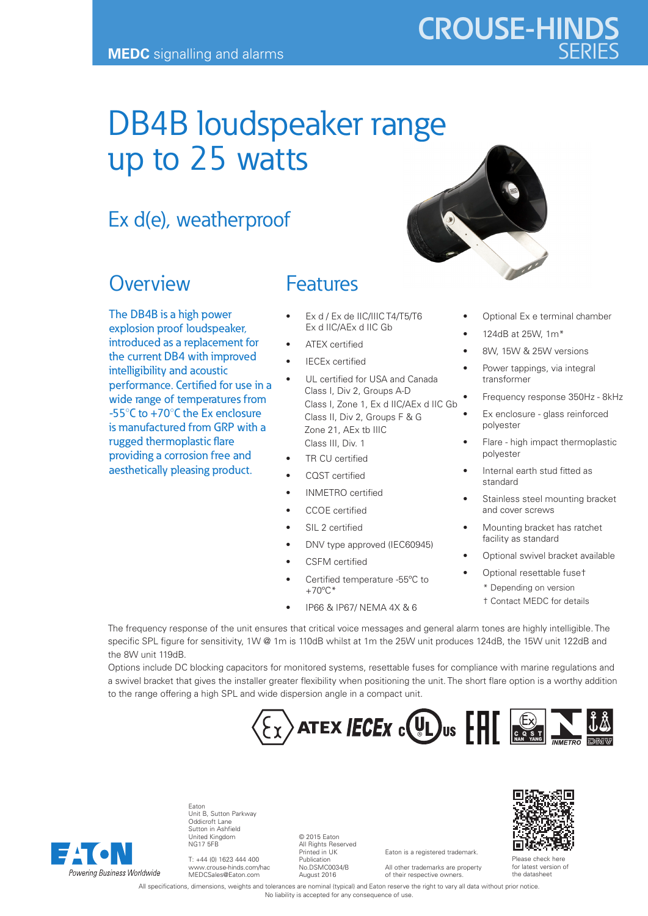MEDC signalling and alarms

CROUSE-HINDS SERIES

# DB4B loudspeaker range up to 25 watts

## Ex d(e), weatherproof

## Overview

The DB4B is a high power explosion proof loudspeaker, introduced as a replacement for the current DB4 with improved intelligibility and acoustic performance. Certified for use in a wide range of temperatures from -55°C to +70°C the Ex enclosure is manufactured from GRP with a rugged thermoplastic flare providing a corrosion free and aesthetically pleasing product.

## Features

- Ex d / Ex de IIC/IIIC T4/T5/T6 Ex d IIC/AEx d IIC Gb
- ATEX certified
- IECEx certified
- UL certified for USA and Canada
  Class I, Div 2, Groups A-D
  Class I, Zone 1, Ex d IIC/AEx d IIC Gb
  Class II, Div 2, Groups F & G
  Zone 21, AEx tb IIIC
  Class III, Div. 1
- TR CU certified
- CQST certified
- INMETRO certified
- CCOE certified
- SIL 2 certified
- DNV type approved (IEC60945)
- CSFM certified
- Certified temperature -55ºC to +70ºC*
- IP66 & IP67/ NEMA 4X & 6
- Optional Ex e terminal chamber
- 124dB at 25W, 1m*
- 8W, 15W & 25W versions
- Power tappings, via integral transformer
- Frequency response 350Hz - 8kHz
- Ex enclosure - glass reinforced polyester
- Flare - high impact thermoplastic polyester
- Internal earth stud fitted as standard
- Stainless steel mounting bracket and cover screws
- Mounting bracket has ratchet facility as standard
- Optional swivel bracket available
- Optional resettable fuse†

\* Depending on version
† Contact MEDC for details

The frequency response of the unit ensures that critical voice messages and general alarm tones are highly intelligible. The specific SPL figure for sensitivity, 1W @ 1m is 110dB whilst at 1m the 25W unit produces 124dB, the 15W unit 122dB and the 8W unit 119dB.

Options include DC blocking capacitors for monitored systems, resettable fuses for compliance with marine regulations and a swivel bracket that gives the installer greater flexibility when positioning the unit. The short flare option is a worthy addition to the range offering a high SPL and wide dispersion angle in a compact unit.

Eaton
Unit B, Sutton Parkway
Oddicroft Lane
Sutton in Ashfield
United Kingdom
NG17 5FB

T: +44 (0) 1623 444 400
www.crouse-hinds.com/hac
MEDCSales@Eaton.com

© 2015 Eaton
All Rights Reserved
Printed in UK
Publication No.DSMC0034/B
August 2016

Eaton is a registered trademark.

All other trademarks are property of their respective owners.

Please check here for latest version of the datasheet

All specifications, dimensions, weights and tolerances are nominal (typical) and Eaton reserve the right to vary all data without prior notice. No liability is accepted for any consequence of use.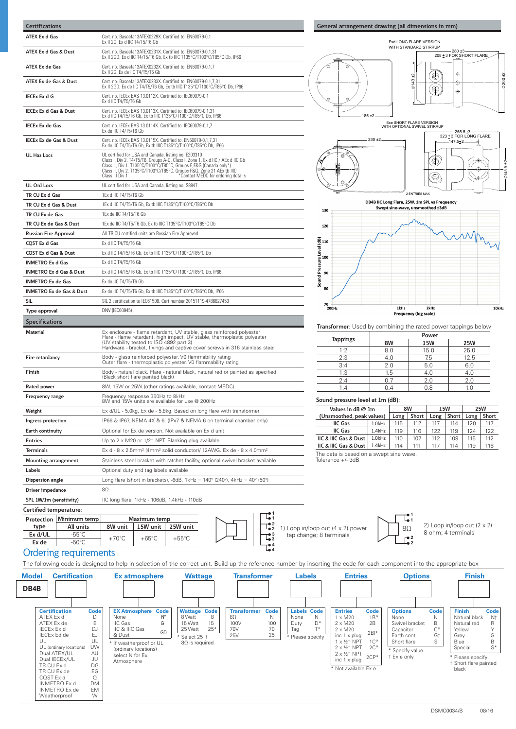## Certifications

| | |
|---|---|
| ATEX Ex d Gas | Cert. no. Baseefa13ATEX0229X. Certified to: EN60079-0,1<br>Ex II 2G, Ex d IIC T4/T5/T6 Gb |
| ATEX Ex d Gas & Dust | Cert. no. Baseefa13ATEX0231X. Certified to: EN60079-0,1,31<br>Ex II 2GD, Ex d IIC T4/T5/T6 Gb, Ex tb IIIC T135°C/T100°C/T85°C Db, IP66 |
| ATEX Ex de Gas | Cert. no. Baseefa13ATEX0232X. Certified to: EN60079-0,1,7<br>Ex II 2G, Ex de IIC T4/T5/T6 Gb |
| ATEX Ex de Gas & Dust | Cert. no. Baseefa13ATEX0233X. Certified to: EN60079-0,1,7,31<br>Ex II 2GD, Ex de IIC T4/T5/T6 Gb, Ex tb IIIC T135°C/T100°C/T85°C Db, IP66 |
| IECEx Ex d G | Cert. no. IECEx BAS 13.0112X. Certified to: IEC60079-0,1<br>Ex d IIC T4/T5/T6 Gb |
| IECEx Ex d Gas & Dust | Cert. no. IECEx BAS 13.0113X. Certified to: IEC60079-0,1,31<br>Ex d IIC T4/T5/T6 Gb, Ex tb IIIC T135°C/T100°C/T85°C Db, IP66 |
| IECEx Ex de Gas | Cert. no. IECEx BAS 13.0114X. Certified to: IEC60079-0,1,7<br>Ex de IIC T4/T5/T6 Gb |
| IECEx Ex de Gas & Dust | Cert. no. IECEx BAS 13.0115X. Certified to: EN60079-0,1,7,31<br>Ex de IIC T4/T5/T6 Gb, Ex tb IIIC T135°C/T100°C/T85°C Db, IP66 |
| UL Haz Locs | UL certified for USA and Canada, listing no. E203310<br>Class I, Div 2. T4/T5/T6, Groups A-D. Class I, Zone 1, Ex d IIC / AEx d IIC Gb<br>Class II, Div 1. T135°C/T100°C/T85°C, Groups E,F&G (Canada only*)<br>Class II, Div 2. T135°C/T100°C/T85°C, Groups F&G. Zone 21 AEx tb IIIC<br>Class III Div 1 *Contact MEDC for ordering details |
| UL Ord Locs | UL certified for USA and Canada, listing no. S8847 |
| TR CU Ex d Gas | 1Ex d IIC T4/T5/T6 Gb |
| TR CU Ex d Gas & Dust | 1Ex d IIC T4/T5/T6 Gb, Ex tb IIIC T135°C/T100°C/T85°C Db |
| TR CU Ex de Gas | 1Ex de IIC T4/T5/T6 Gb |
| TR CU Ex de Gas & Dust | 1Ex de IIC T4/T5/T6 Gb, Ex tb IIIC T135°C/T100°C/T85°C Db |
| Russian Fire Approval | All TR CU certified units are Russian Fire Approved |
| CQST Ex d Gas | Ex d IIC T4/T5/T6 Gb |
| CQST Ex d Gas & Dust | Ex d IIC T4/T5/T6 Gb, Ex tb IIIC T135°C/T100°C/T85°C Db |
| INMETRO Ex d Gas | Ex d IIC T4/T5/T6 Gb |
| INMETRO Ex d Gas & Dust | Ex d IIC T4/T5/T6 Gb, Ex tb IIIC T135°C/T100°C/T85°C Db, IP66 |
| INMETRO Ex de Gas | Ex de IIC T4/T5/T6 Gb |
| INMETRO Ex de Gas & Dust | Ex de IIC T4/T5/T6 Gb, Ex tb IIIC T135°C/T100°C/T85°C Db, IP66 |
| SIL | SIL 2 certification to IEC61508. Cert number 20151119-4786827453 |
| Type approval | DNV (IEC60945) |

## Specifications

| | |
|---|---|
| Material | Ex enclosure - flame retardant, UV stable, glass reinforced polyester<br>Flare - flame retardant, high impact, UV stable, thermoplastic polyester<br>(UV stability tested to ISO 4892 part 3)<br>Hardware - bracket, fixings and captive cover screws in 316 stainless steel |
| Fire retardancy | Body - glass reinforced polyester. V0 flammability rating<br>Outer flare - thermoplastic polyester. V0 flammability rating |
| Finish | Body - natural black. Flare - natural black, natural red or painted as specified<br>(Black short flare painted black) |
| Rated power | 8W, 15W or 25W (other ratings available, contact MEDC) |
| Frequency range | Frequency response 350Hz to 8kHz<br>8W and 15W units are available for use @ 200Hz |
| Weight | Ex d/UL - 5.0kg, Ex de - 5.8kg. Based on long flare with transformer |
| Ingress protection | IP66 & IP67, NEMA 4X & 6. (IPx7 & NEMA 6 on terminal chamber only) |
| Earth continuity | Optional for Ex de version. Not available on Ex d unit |
| Entries | Up to 2 x M20 or 1/2" NPT. Blanking plug available |
| Terminals | Ex d - 8 x 2.5mm² (4mm² solid conductor)/ 12AWG. Ex de - 8 x 4.0mm² |
| Mounting arrangement | Stainless steel bracket with ratchet facility, optional swivel bracket available |
| Labels | Optional duty and tag labels available |
| Dispersion angle | Long flare (short in brackets), -6dB, 1kHz = 140° (240°), 4kHz = 40° (50°) |
| Driver impedance | 8Ω |
| SPL 1W/1m (sensitivity) | IIC long flare, 1kHz - 106dB, 1.4kHz - 110dB |

Certified temperature:

| Protection type | Minimum temp | Maximum temp | | |
|---|---|---|---|---|
| | All units | 8W unit | 15W unit | 25W unit |
| Ex d/UL | -55°C | +70°C | +65°C | +55°C |
| Ex de | -50°C | | | |

1) Loop in/loop out (4 x 2) power tap change; 8 terminals

2) Loop in/loop out (2 x 2) 8 ohm; 4 terminals

## General arrangement drawing (all dimensions in mm)

Exd LONG FLARE VERSION WITH STANDARD STIRRUP

280 ±3
208 ±3 FOR SHORT FLARE
Ø143 ±2
Ø200 ±2
185 ±2

Exe SHORT FLARE VERSION WITH OPTIONAL SWIVEL STIRRUP

255.5 ±3
323 ±3 FOR LONG FLARE
147.5 ±2
230 ±2
Ø145.5 ±2
2 ENTRIES MAX

DB4B IIC Long Flare, 25W, 1m SPL vs Frequency
Swept sine-wave, unsmoothed ±3dB

Sound Pressure Level (dB)
130
120
110
100
90
80
70
200Hz
1kHz
2kHz
10kHz
Frequency (log scale)

**Transformer**: Used by combining the rated power tappings below

| Tappings | Power | | |
|---|---|---|---|
| | 8W | 15W | 25W |
| 1:2 | 8.0 | 15.0 | 25.0 |
| 2:3 | 4.0 | 7.5 | 12.5 |
| 3:4 | 2.0 | 5.0 | 6.0 |
| 1:3 | 1.5 | 4.0 | 4.0 |
| 2:4 | 0.7 | 2.0 | 2.0 |
| 1:4 | 0.4 | 0.8 | 1.0 |

**Sound pressure level at 1m (dB):**

| Values in dB @ 1m (Unsmoothed, peak values) | | 8W | | 15W | | 25W | |
|---|---|---|---|---|---|---|---|
| | | Long | Short | Long | Short | Long | Short |
| IIC Gas | 1.0kHz | 115 | 112 | 117 | 114 | 120 | 117 |
| IIC Gas | 1.4kHz | 119 | 116 | 122 | 119 | 124 | 122 |
| IIC & IIIC Gas & Dust | 1.0kHz | 110 | 107 | 112 | 109 | 115 | 112 |
| IIC & IIIC Gas & Dust | 1.4kHz | 114 | 111 | 117 | 114 | 119 | 116 |

The data is based on a swept sine wave.
Tolerance +/- 3dB

## Ordering requirements

The following code is designed to help in selection of the correct unit. Build up the reference number by inserting the code for each component into the appropriate box

| Model | Certification | Ex atmosphere | Wattage | Transformer | Labels | Entries | Options | Finish |
|---|---|---|---|---|---|---|---|---|
| DB4B | | | | | | | | |

| Certification | Code |
|---|---|
| ATEX Ex d | D |
| ATEX Ex de | E |
| IECEx Ex d | DJ |
| IECEx Ed de | EJ |
| UL | UL |
| UL (ordinary locations) | UW |
| Dual ATEX/UL | AU |
| Dual IECEx/UL | JU |
| TR CU Ex d | DG |
| TR CU Ex de | EG |
| CQST Ex d | Q |
| INMETRO Ex d | DM |
| INMETRO Ex de | EM |
| Weatherproof | W |

| EX Atmosphere | Code |
|---|---|
| None | N* |
| IIC Gas | G |
| IIC & IIIC Gas & Dust | GD |

\* If weatherproof or UL (ordinary locations) select N for Ex Atmosphere

| Wattage | Code |
|---|---|
| 8 Watt | 8 |
| 15 Watt | 15 |
| 25 Watt | 25* |

\* Select 25 if 8Ω is required

| Transformer | Code |
|---|---|
| 8Ω | N |
| 100V | 100 |
| 70V | 70 |
| 25V | 25 |

| Labels | Code |
|---|---|
| None | N |
| Duty | D* |
| Tag | T* |

\* Please specify

| Entries | Code |
|---|---|
| 1 x M20 | 1B* |
| 2 x M20 | 2B |
| 2 x M20 inc 1 x plug | 2BP |
| 1 x ½" NPT | 1C* |
| 2 x ½" NPT | 2C* |
| 2 x ½" NPT inc 1 x plug | 2CP* |

\* Not available Ex e

| Options | Code |
|---|---|
| None | N |
| Swivel bracket | B |
| Capacitor | C* |
| Earth cont. | G† |
| Short flare | S |

\* Specify value
† Ex e only

| Finish | Code |
|---|---|
| Natural black | N† |
| Natural red | R |
| Yellow | Y |
| Grey | G |
| Blue | B |
| Special | S* |

\* Please specify
† Short flare painted black

DSMC0034/B 08/16